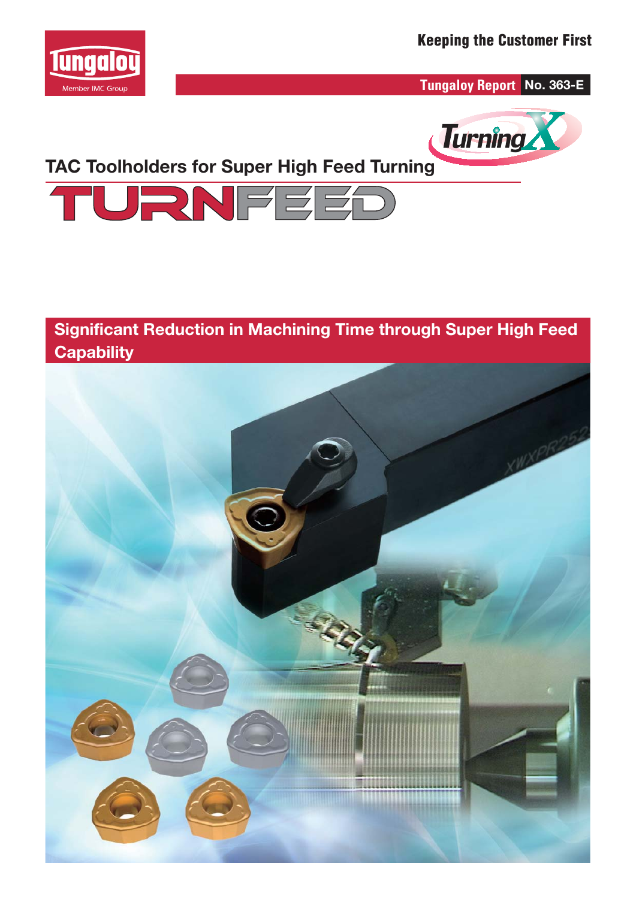Keeping the Customer First

Tungaloy Report No. 363-E

Turning X

# TAC Toolholders for Super High Feed Turning

# TURNFEED

## Significant Reduction in Machining Time through Super High Feed Capability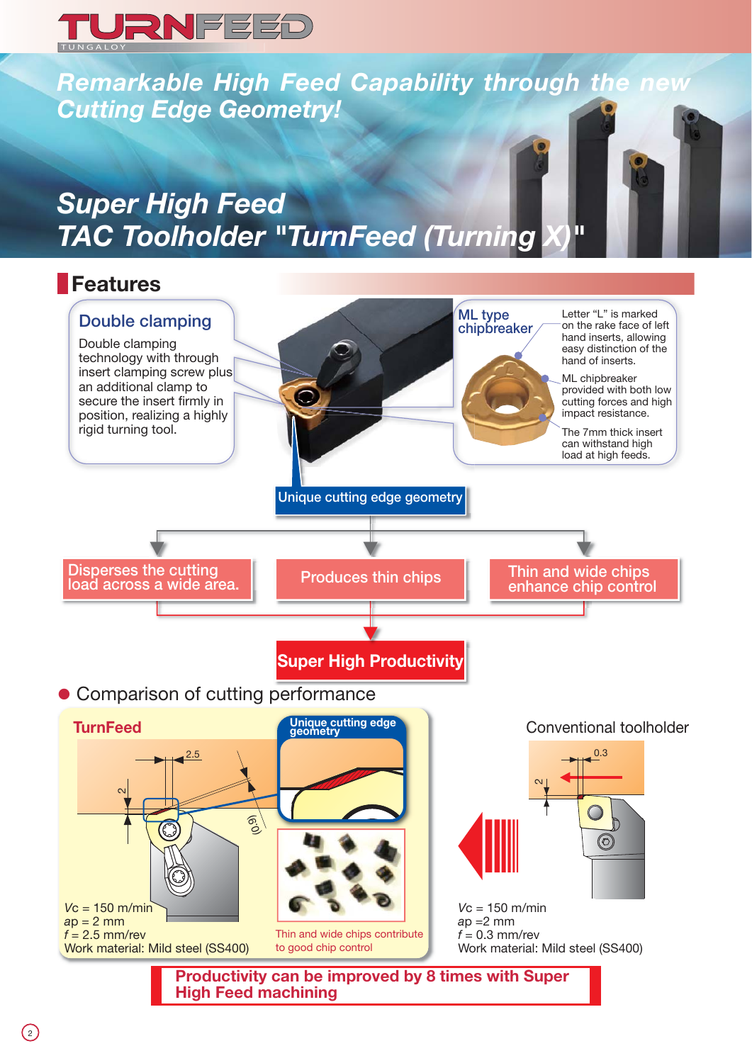# TURNFEED

TUNGALOY

## Remarkable High Feed Capability through the new Cutting Edge Geometry!

## Super High Feed TAC Toolholder "TurnFeed (Turning X)"

## Features

### Double clamping

Double clamping technology with through insert clamping screw plus an additional clamp to secure the insert firmly in position, realizing a highly rigid turning tool.

### ML type chipbreaker

- Letter "L" is marked on the rake face of left hand inserts, allowing easy distinction of the right hand of inserts.
- ML chipbreaker provided with both low cutting forces and high impact resistance.
- The 7mm thick insert can withstand high load at high feeds.

**Unique cutting edge geometry**

- Disperses the cutting load across a wide area.
- Produces thin chips
- Thin and wide chips enhance chip control

**Super High Productivity**

### ● Comparison of cutting performance

**TurnFeed**

Unique cutting edge geometry

2.5, 2, (0.9)

Thin and wide chips contribute to good chip control

*Vc* = 150 m/min
*ap* = 2 mm
*f* = 2.5 mm/rev
Work material: Mild steel (SS400)

**Conventional toolholder**

0.3, 2

*Vc* = 150 m/min
*ap* =2 mm
*f* = 0.3 mm/rev
Work material: Mild steel (SS400)

**Productivity can be improved by 8 times with Super High Feed machining**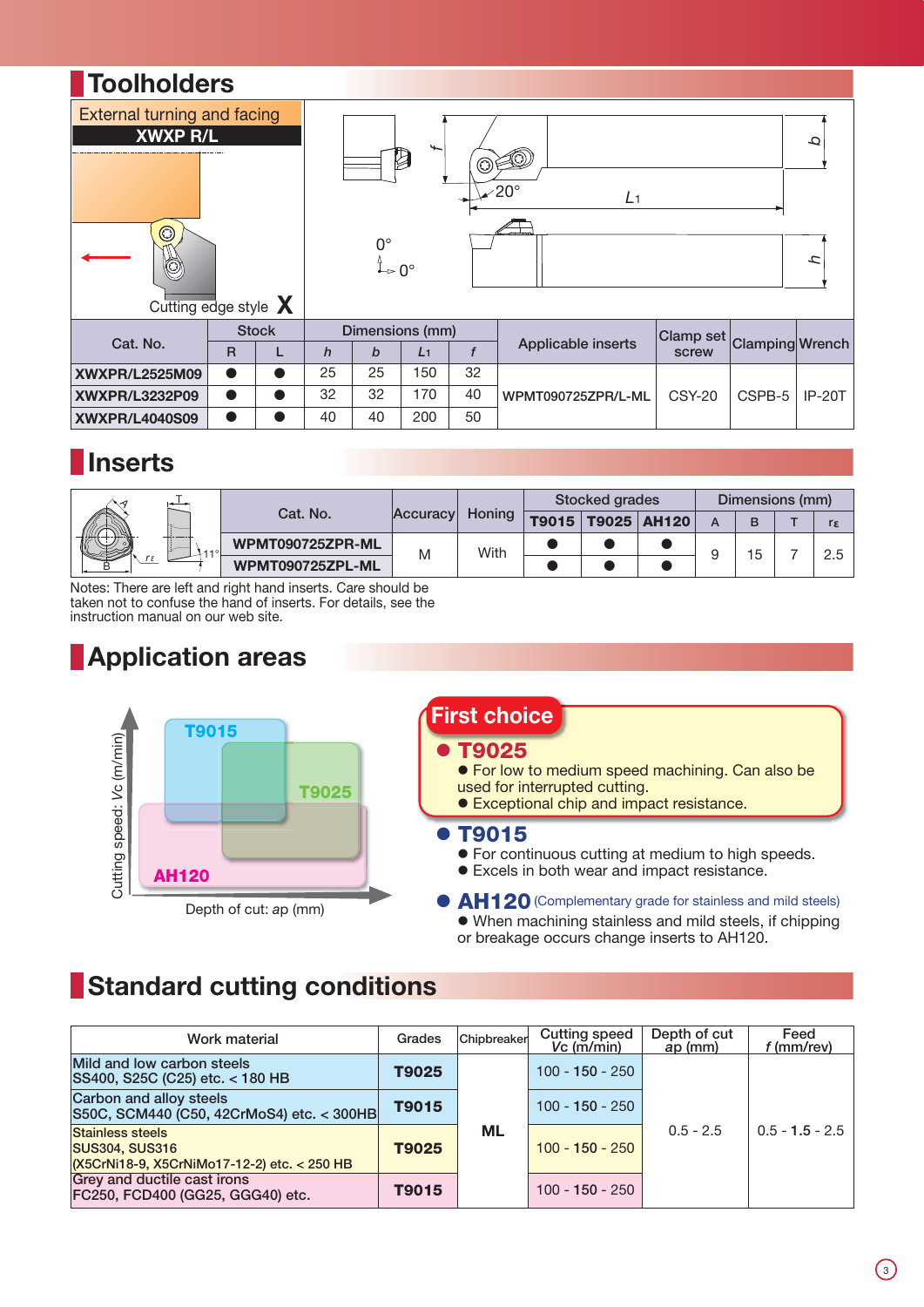## Toolholders

External turning and facing
**XWXP R/L**

Cutting edge style **X**

| Cat. No. | Stock | | Dimensions (mm) | | | | Applicable inserts | Clamp set screw | Clamping | Wrench |
|---|---|---|---|---|---|---|---|---|---|---|
| | R | L | *h* | *b* | $L_1$ | *f* | | | | |
| **XWXPR/L2525M09** | ● | ● | 25 | 25 | 150 | 32 | WPMT090725ZPR/L-ML | CSY-20 | CSPB-5 | IP-20T |
| **XWXPR/L3232P09** | ● | ● | 32 | 32 | 170 | 40 | | | | |
| **XWXPR/L4040S09** | ● | ● | 40 | 40 | 200 | 50 | | | | |

## Inserts

| Cat. No. | Accuracy | Honing | Stocked grades | | | Dimensions (mm) | | | |
|---|---|---|---|---|---|---|---|---|---|
| | | | T9015 | T9025 | AH120 | A | B | T | $r_\varepsilon$ |
| **WPMT090725ZPR-ML** | M | With | ● | ● | ● | 9 | 15 | 7 | 2.5 |
| **WPMT090725ZPL-ML** | | | ● | ● | ● | | | | |

Notes: There are left and right hand inserts. Care should be taken not to confuse the hand of inserts. For details, see the instruction manual on our web site.

## Application areas

**First choice**

● **T9025**
- For low to medium speed machining. Can also be used for interrupted cutting.
- Exceptional chip and impact resistance.

● **T9015**
- For continuous cutting at medium to high speeds.
- Excels in both wear and impact resistance.

● **AH120** (Complementary grade for stainless and mild steels)
- When machining stainless and mild steels, if chipping or breakage occurs change inserts to AH120.

## Standard cutting conditions

| Work material | Grades | Chipbreaker | Cutting speed *Vc* (m/min) | Depth of cut *ap* (mm) | Feed *f* (mm/rev) |
|---|---|---|---|---|---|
| Mild and low carbon steels<br>SS400, S25C (C25) etc. < 180 HB | **T9025** | **ML** | 100 - **150** - 250 | 0.5 - 2.5 | 0.5 - **1.5** - 2.5 |
| Carbon and alloy steels<br>S50C, SCM440 (C50, 42CrMoS4) etc. < 300HB | **T9015** | | 100 - **150** - 250 | | |
| Stainless steels<br>SUS304, SUS316<br>(X5CrNi18-9, X5CrNiMo17-12-2) etc. < 250 HB | **T9025** | | 100 - **150** - 250 | | |
| Grey and ductile cast irons<br>FC250, FCD400 (GG25, GGG40) etc. | **T9015** | | 100 - **150** - 250 | | |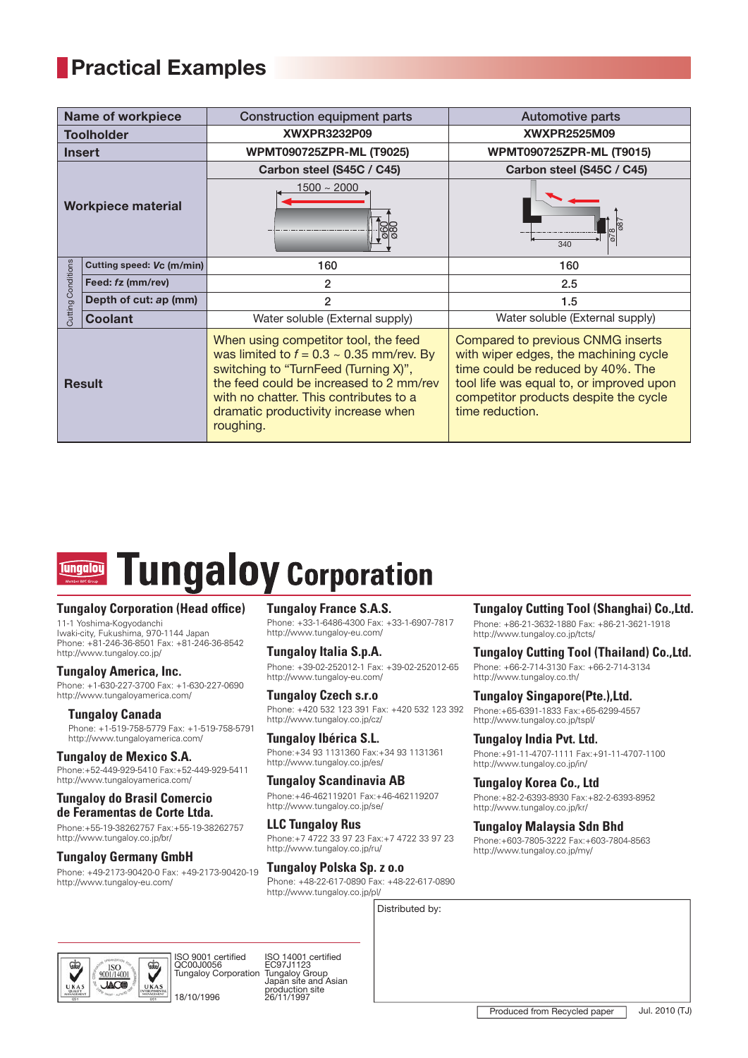## Practical Examples

| | | Construction equipment parts | Automotive parts |
|---|---|---|---|
| **Name of workpiece** | | Construction equipment parts | Automotive parts |
| **Toolholder** | | XWXPR3232P09 | XWXPR2525M09 |
| **Insert** | | WPMT090725ZPR-ML (T9025) | WPMT090725ZPR-ML (T9015) |
| **Workpiece material** | | Carbon steel (S45C / C45) | Carbon steel (S45C / C45) |
| | | 1500 ~ 2000, ø60, ø80 | 340, ø78, ø87 |
| Cutting Conditions | Cutting speed: $V_c$ (m/min) | 160 | 160 |
| | Feed: $f_z$ (mm/rev) | 2 | 2.5 |
| | Depth of cut: $a_p$ (mm) | 2 | 1.5 |
| | Coolant | Water soluble (External supply) | Water soluble (External supply) |
| **Result** | | When using competitor tool, the feed was limited to $f$ = 0.3 ~ 0.35 mm/rev. By switching to "TurnFeed (Turning X)", the feed could be increased to 2 mm/rev with no chatter. This contributes to a dramatic productivity increase when roughing. | Compared to previous CNMG inserts with wiper edges, the machining cycle time could be reduced by 40%. The tool life was equal to, or improved upon competitor products despite the cycle time reduction. |

# Tungaloy Corporation

**Tungaloy Corporation (Head office)**
11-1 Yoshima-Kogyodanchi
Iwaki-city, Fukushima, 970-1144 Japan
Phone: +81-246-36-8501 Fax: +81-246-36-8542
http://www.tungaloy.co.jp/

**Tungaloy America, Inc.**
Phone: +1-630-227-3700 Fax: +1-630-227-0690
http://www.tungaloyamerica.com/

**Tungaloy Canada**
Phone: +1-519-758-5779 Fax: +1-519-758-5791
http://www.tungaloyamerica.com/

**Tungaloy de Mexico S.A.**
Phone:+52-449-929-5410 Fax:+52-449-929-5411
http://www.tungaloyamerica.com/

**Tungaloy do Brasil Comercio de Feramentas de Corte Ltda.**
Phone:+55-19-38262757 Fax:+55-19-38262757
http://www.tungaloy.co.jp/br/

**Tungaloy Germany GmbH**
Phone: +49-2173-90420-0 Fax: +49-2173-90420-19
http://www.tungaloy-eu.com/

**Tungaloy France S.A.S.**
Phone: +33-1-6486-4300 Fax: +33-1-6907-7817
http://www.tungaloy-eu.com/

**Tungaloy Italia S.p.A.**
Phone: +39-02-252012-1 Fax: +39-02-252012-65
http://www.tungaloy-eu.com/

**Tungaloy Czech s.r.o**
Phone: +420 532 123 391 Fax: +420 532 123 392
http://www.tungaloy.co.jp/cz/

**Tungaloy Ibérica S.L.**
Phone:+34 93 1131360 Fax:+34 93 1131361
http://www.tungaloy.co.jp/es/

**Tungaloy Scandinavia AB**
Phone:+46-462119201 Fax:+46-462119207
http://www.tungaloy.co.jp/se/

**LLC Tungaloy Rus**
Phone:+7 4722 33 97 23 Fax:+7 4722 33 97 23
http://www.tungaloy.co.jp/ru/

**Tungaloy Polska Sp. z o.o**
Phone: +48-22-617-0890 Fax: +48-22-617-0890
http://www.tungaloy.co.jp/pl/

**Tungaloy Cutting Tool (Shanghai) Co.,Ltd.**
Phone: +86-21-3632-1880 Fax: +86-21-3621-1918
http://www.tungaloy.co.jp/tcts/

**Tungaloy Cutting Tool (Thailand) Co.,Ltd.**
Phone: +66-2-714-3130 Fax: +66-2-714-3134
http://www.tungaloy.co.th/

**Tungaloy Singapore(Pte.),Ltd.**
Phone:+65-6391-1833 Fax:+65-6299-4557
http://www.tungaloy.co.jp/tspl/

**Tungaloy India Pvt. Ltd.**
Phone:+91-11-4707-1111 Fax:+91-11-4707-1100
http://www.tungaloy.co.jp/in/

**Tungaloy Korea Co., Ltd**
Phone:+82-2-6393-8930 Fax:+82-2-6393-8952
http://www.tungaloy.co.jp/kr/

**Tungaloy Malaysia Sdn Bhd**
Phone:+603-7805-3222 Fax:+603-7804-8563
http://www.tungaloy.co.jp/my/

Distributed by:

ISO 9001 certified
QC00J0056
Tungaloy Corporation
18/10/1996

ISO 14001 certified
EC97J1123
Tungaloy Group
Japan site and Asian production site
26/11/1997

Produced from Recycled paper

Jul. 2010 (TJ)